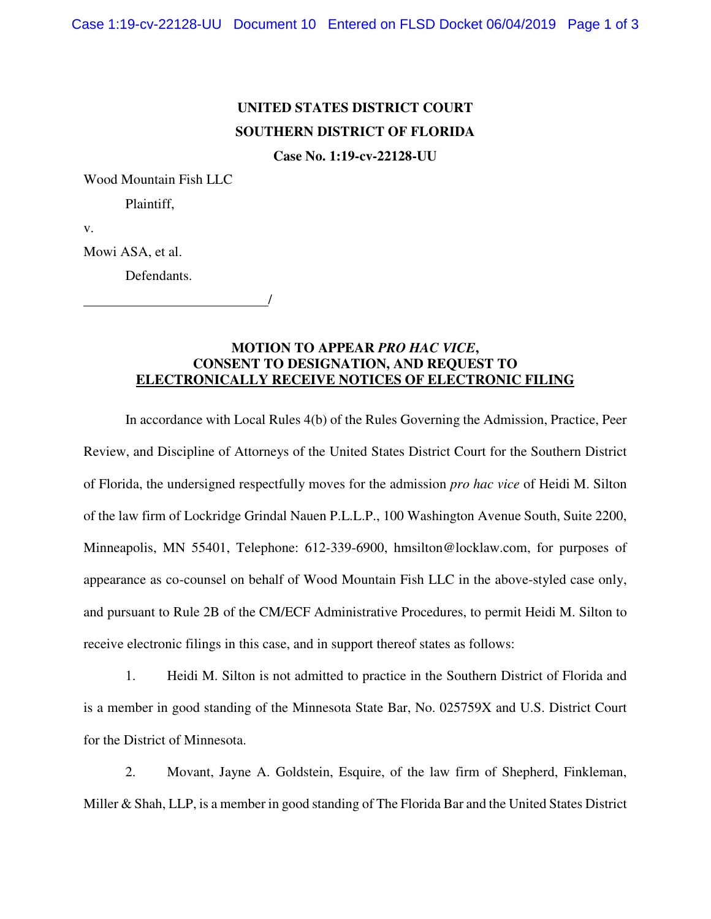**UNITED STATES DISTRICT COURT**
**SOUTHERN DISTRICT OF FLORIDA**
**Case No. 1:19-cv-22128-UU**

Wood Mountain Fish LLC

Plaintiff,

v.

Mowi ASA, et al.

Defendants.

______________________________/

**MOTION TO APPEAR *PRO HAC VICE*,**
**CONSENT TO DESIGNATION, AND REQUEST TO**
**ELECTRONICALLY RECEIVE NOTICES OF ELECTRONIC FILING**

In accordance with Local Rules 4(b) of the Rules Governing the Admission, Practice, Peer Review, and Discipline of Attorneys of the United States District Court for the Southern District of Florida, the undersigned respectfully moves for the admission *pro hac vice* of Heidi M. Silton of the law firm of Lockridge Grindal Nauen P.L.L.P., 100 Washington Avenue South, Suite 2200, Minneapolis, MN 55401, Telephone: 612-339-6900, hmsilton@locklaw.com, for purposes of appearance as co-counsel on behalf of Wood Mountain Fish LLC in the above-styled case only, and pursuant to Rule 2B of the CM/ECF Administrative Procedures, to permit Heidi M. Silton to receive electronic filings in this case, and in support thereof states as follows:

1. Heidi M. Silton is not admitted to practice in the Southern District of Florida and is a member in good standing of the Minnesota State Bar, No. 025759X and U.S. District Court for the District of Minnesota.

2. Movant, Jayne A. Goldstein, Esquire, of the law firm of Shepherd, Finkleman, Miller & Shah, LLP, is a member in good standing of The Florida Bar and the United States District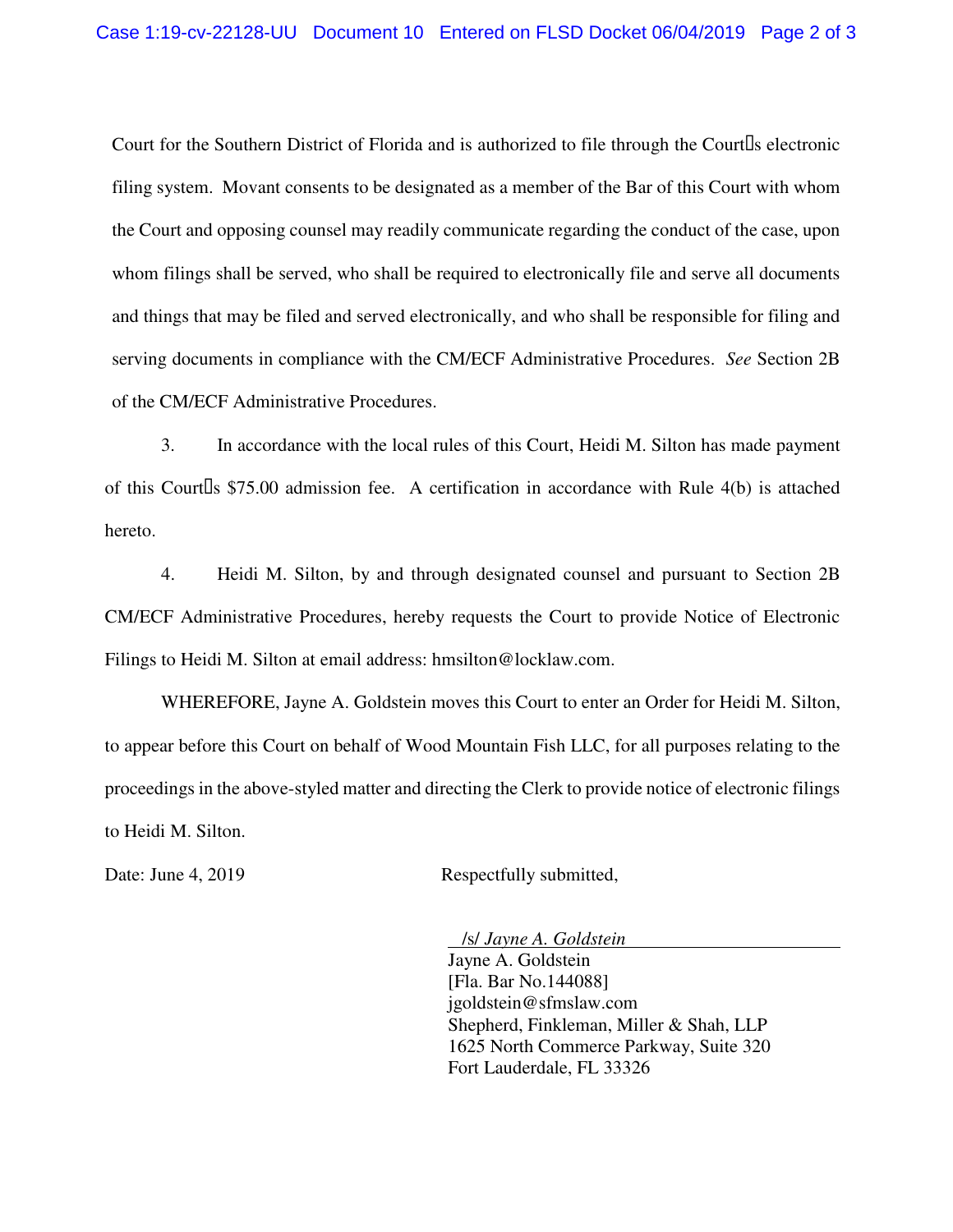Court for the Southern District of Florida and is authorized to file through the Court's electronic filing system. Movant consents to be designated as a member of the Bar of this Court with whom the Court and opposing counsel may readily communicate regarding the conduct of the case, upon whom filings shall be served, who shall be required to electronically file and serve all documents and things that may be filed and served electronically, and who shall be responsible for filing and serving documents in compliance with the CM/ECF Administrative Procedures. *See* Section 2B of the CM/ECF Administrative Procedures.

3. In accordance with the local rules of this Court, Heidi M. Silton has made payment of this Court's $75.00 admission fee. A certification in accordance with Rule 4(b) is attached hereto.

4. Heidi M. Silton, by and through designated counsel and pursuant to Section 2B CM/ECF Administrative Procedures, hereby requests the Court to provide Notice of Electronic Filings to Heidi M. Silton at email address: hmsilton@locklaw.com.

WHEREFORE, Jayne A. Goldstein moves this Court to enter an Order for Heidi M. Silton, to appear before this Court on behalf of Wood Mountain Fish LLC, for all purposes relating to the proceedings in the above-styled matter and directing the Clerk to provide notice of electronic filings to Heidi M. Silton.

Date: June 4, 2019

Respectfully submitted,

/s/ *Jayne A. Goldstein*
Jayne A. Goldstein
[Fla. Bar No.144088]
jgoldstein@sfmslaw.com
Shepherd, Finkleman, Miller & Shah, LLP
1625 North Commerce Parkway, Suite 320
Fort Lauderdale, FL 33326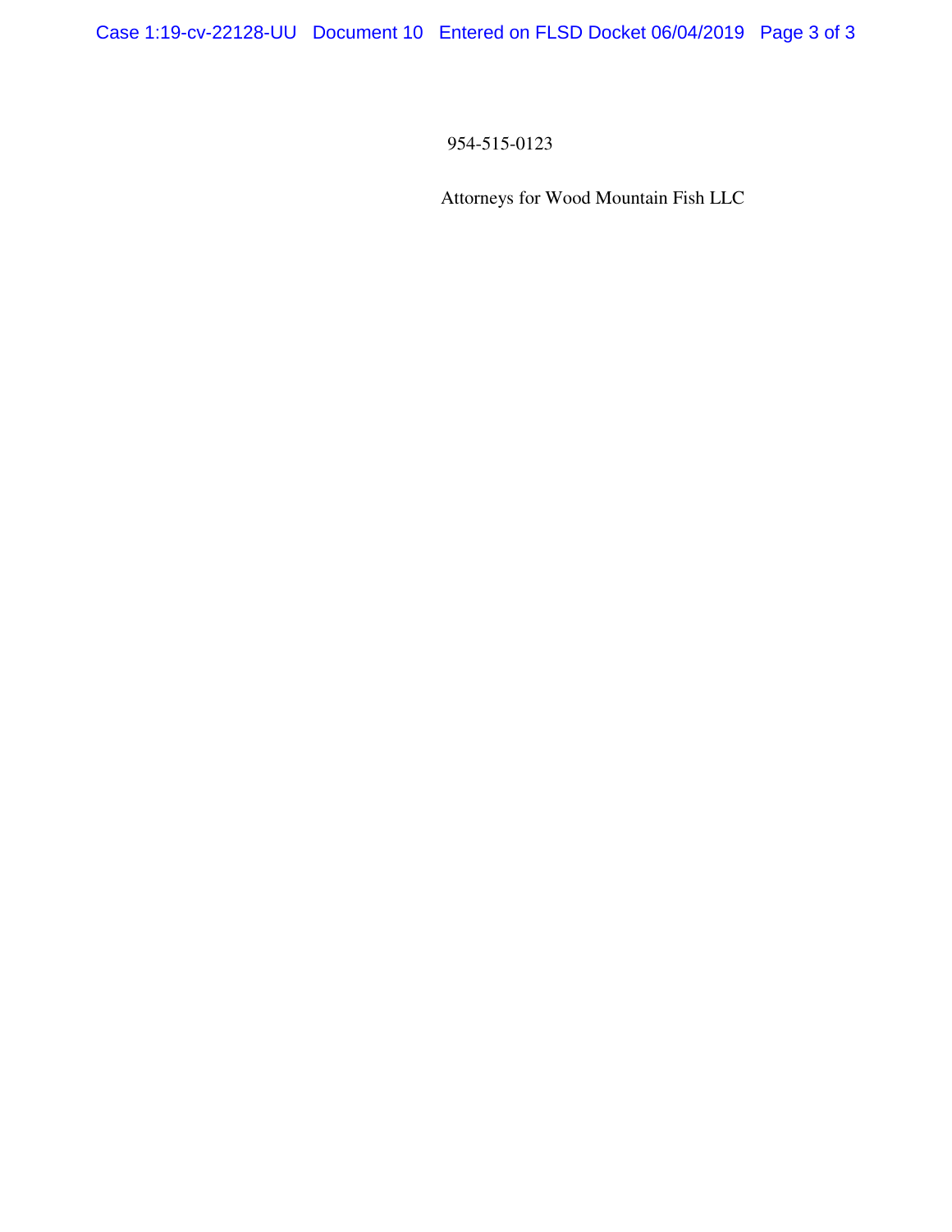954-515-0123

Attorneys for Wood Mountain Fish LLC